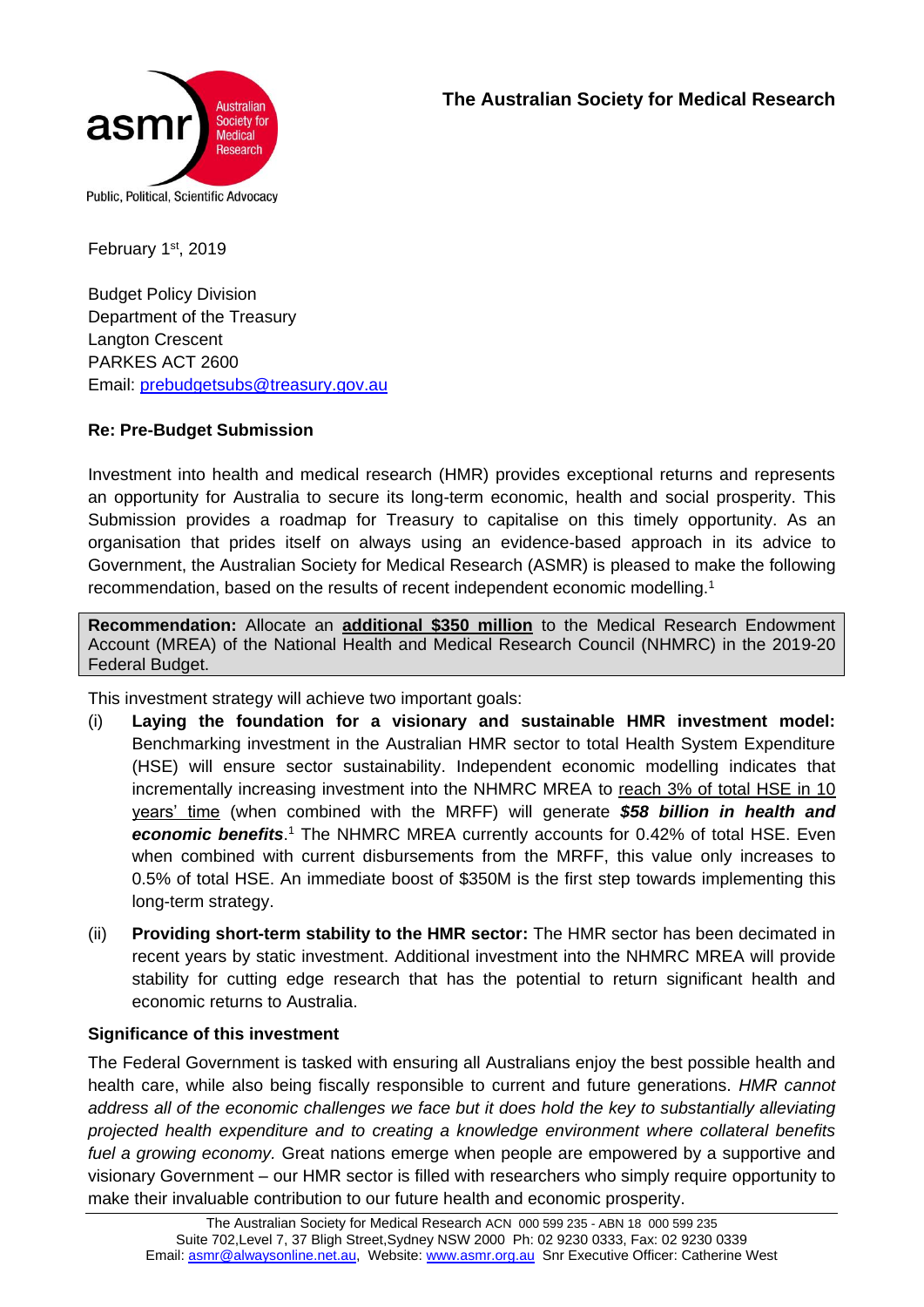asmr Australian Society for Medical Research

Public, Political, Scientific Advocacy

**The Australian Society for Medical Research**

February 1st, 2019

Budget Policy Division
Department of the Treasury
Langton Crescent
PARKES ACT 2600
Email: prebudgetsubs@treasury.gov.au

**Re: Pre-Budget Submission**

Investment into health and medical research (HMR) provides exceptional returns and represents an opportunity for Australia to secure its long-term economic, health and social prosperity. This Submission provides a roadmap for Treasury to capitalise on this timely opportunity. As an organisation that prides itself on always using an evidence-based approach in its advice to Government, the Australian Society for Medical Research (ASMR) is pleased to make the following recommendation, based on the results of recent independent economic modelling.[1]

> **Recommendation:** Allocate an **additional $350 million** to the Medical Research Endowment Account (MREA) of the National Health and Medical Research Council (NHMRC) in the 2019-20 Federal Budget.

This investment strategy will achieve two important goals:

(i) **Laying the foundation for a visionary and sustainable HMR investment model:** Benchmarking investment in the Australian HMR sector to total Health System Expenditure (HSE) will ensure sector sustainability. Independent economic modelling indicates that incrementally increasing investment into the NHMRC MREA to reach 3% of total HSE in 10 years' time (when combined with the MRFF) will generate ***$58 billion in health and economic benefits***.[1] The NHMRC MREA currently accounts for 0.42% of total HSE. Even when combined with current disbursements from the MRFF, this value only increases to 0.5% of total HSE. An immediate boost of $350M is the first step towards implementing this long-term strategy.

(ii) **Providing short-term stability to the HMR sector:** The HMR sector has been decimated in recent years by static investment. Additional investment into the NHMRC MREA will provide stability for cutting edge research that has the potential to return significant health and economic returns to Australia.

**Significance of this investment**

The Federal Government is tasked with ensuring all Australians enjoy the best possible health and health care, while also being fiscally responsible to current and future generations. *HMR cannot address all of the economic challenges we face but it does hold the key to substantially alleviating projected health expenditure and to creating a knowledge environment where collateral benefits fuel a growing economy.* Great nations emerge when people are empowered by a supportive and visionary Government – our HMR sector is filled with researchers who simply require opportunity to make their invaluable contribution to our future health and economic prosperity.

The Australian Society for Medical Research ACN 000 599 235 - ABN 18 000 599 235
Suite 702,Level 7, 37 Bligh Street,Sydney NSW 2000 Ph: 02 9230 0333, Fax: 02 9230 0339
Email: asmr@alwaysonline.net.au, Website: www.asmr.org.au Snr Executive Officer: Catherine West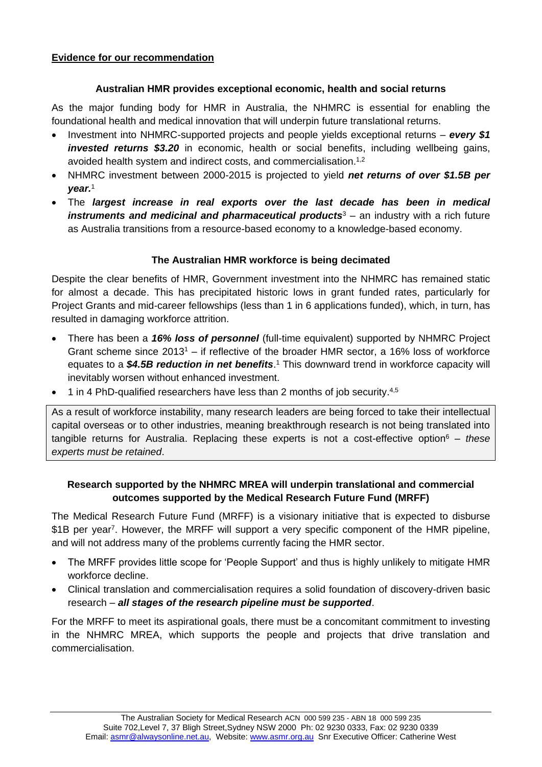**Evidence for our recommendation**

### Australian HMR provides exceptional economic, health and social returns

As the major funding body for HMR in Australia, the NHMRC is essential for enabling the foundational health and medical innovation that will underpin future translational returns.

- Investment into NHMRC-supported projects and people yields exceptional returns – ***every $1 invested returns $3.20*** in economic, health or social benefits, including wellbeing gains, avoided health system and indirect costs, and commercialisation.[1,2]
- NHMRC investment between 2000-2015 is projected to yield ***net returns of over $1.5B per year.***[1]
- The ***largest increase in real exports over the last decade has been in medical instruments and medicinal and pharmaceutical products***[3] – an industry with a rich future as Australia transitions from a resource-based economy to a knowledge-based economy.

### The Australian HMR workforce is being decimated

Despite the clear benefits of HMR, Government investment into the NHMRC has remained static for almost a decade. This has precipitated historic lows in grant funded rates, particularly for Project Grants and mid-career fellowships (less than 1 in 6 applications funded), which, in turn, has resulted in damaging workforce attrition.

- There has been a ***16% loss of personnel*** (full-time equivalent) supported by NHMRC Project Grant scheme since 2013[1] – if reflective of the broader HMR sector, a 16% loss of workforce equates to a ***$4.5B reduction in net benefits***.[1] This downward trend in workforce capacity will inevitably worsen without enhanced investment.
- 1 in 4 PhD-qualified researchers have less than 2 months of job security.[4,5]

As a result of workforce instability, many research leaders are being forced to take their intellectual capital overseas or to other industries, meaning breakthrough research is not being translated into tangible returns for Australia. Replacing these experts is not a cost-effective option[6] – *these experts must be retained*.

### Research supported by the NHMRC MREA will underpin translational and commercial outcomes supported by the Medical Research Future Fund (MRFF)

The Medical Research Future Fund (MRFF) is a visionary initiative that is expected to disburse $1B per year[7]. However, the MRFF will support a very specific component of the HMR pipeline, and will not address many of the problems currently facing the HMR sector.

- The MRFF provides little scope for 'People Support' and thus is highly unlikely to mitigate HMR workforce decline.
- Clinical translation and commercialisation requires a solid foundation of discovery-driven basic research – ***all stages of the research pipeline must be supported***.

For the MRFF to meet its aspirational goals, there must be a concomitant commitment to investing in the NHMRC MREA, which supports the people and projects that drive translation and commercialisation.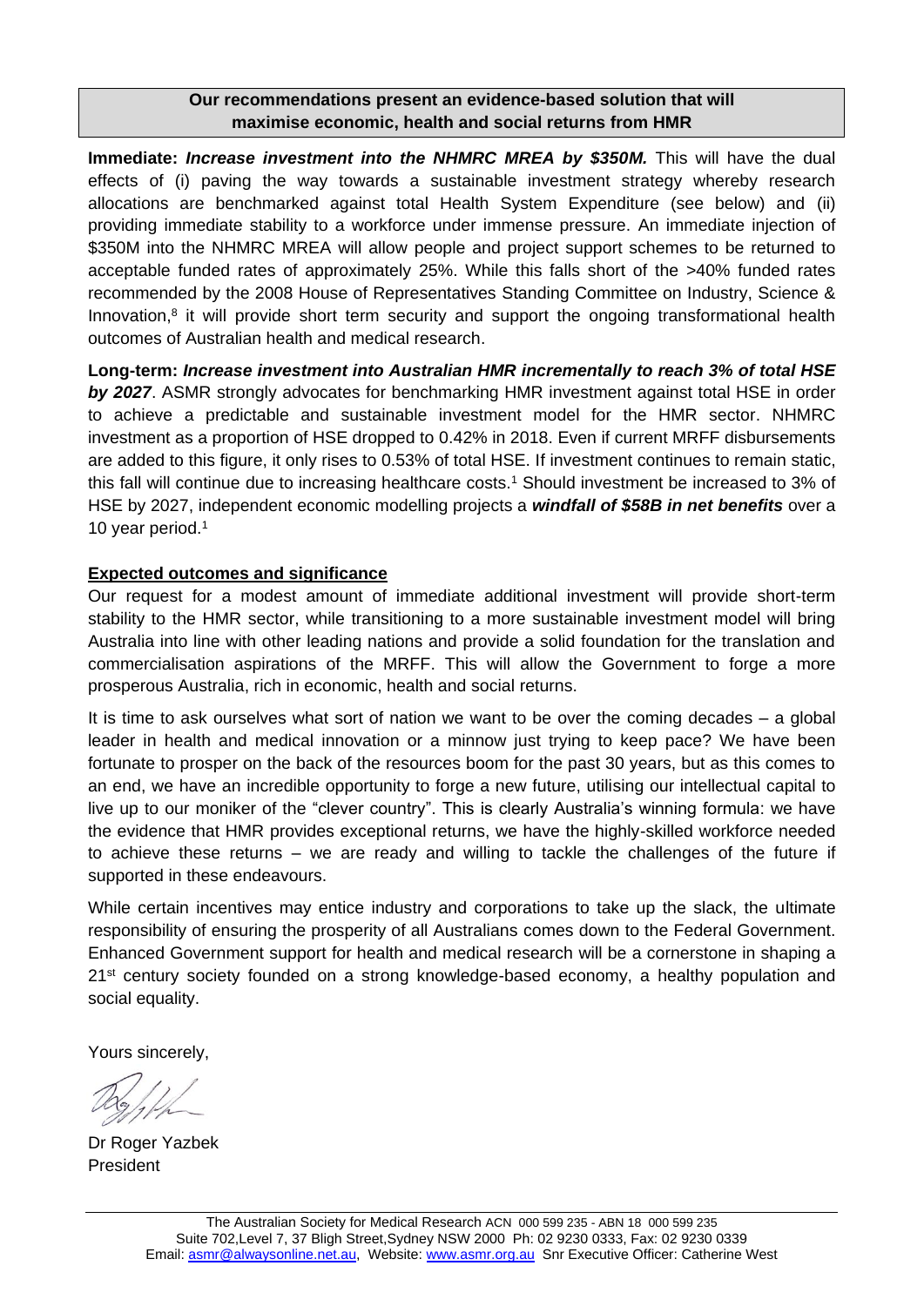**Our recommendations present an evidence-based solution that will maximise economic, health and social returns from HMR**

**Immediate:** ***Increase investment into the NHMRC MREA by $350M.*** This will have the dual effects of (i) paving the way towards a sustainable investment strategy whereby research allocations are benchmarked against total Health System Expenditure (see below) and (ii) providing immediate stability to a workforce under immense pressure. An immediate injection of $350M into the NHMRC MREA will allow people and project support schemes to be returned to acceptable funded rates of approximately 25%. While this falls short of the >40% funded rates recommended by the 2008 House of Representatives Standing Committee on Industry, Science & Innovation,[8] it will provide short term security and support the ongoing transformational health outcomes of Australian health and medical research.

**Long-term:** ***Increase investment into Australian HMR incrementally to reach 3% of total HSE by 2027***. ASMR strongly advocates for benchmarking HMR investment against total HSE in order to achieve a predictable and sustainable investment model for the HMR sector. NHMRC investment as a proportion of HSE dropped to 0.42% in 2018. Even if current MRFF disbursements are added to this figure, it only rises to 0.53% of total HSE. If investment continues to remain static, this fall will continue due to increasing healthcare costs.[1] Should investment be increased to 3% of HSE by 2027, independent economic modelling projects a ***windfall of $58B in net benefits*** over a 10 year period.[1]

**Expected outcomes and significance**

Our request for a modest amount of immediate additional investment will provide short-term stability to the HMR sector, while transitioning to a more sustainable investment model will bring Australia into line with other leading nations and provide a solid foundation for the translation and commercialisation aspirations of the MRFF. This will allow the Government to forge a more prosperous Australia, rich in economic, health and social returns.

It is time to ask ourselves what sort of nation we want to be over the coming decades – a global leader in health and medical innovation or a minnow just trying to keep pace? We have been fortunate to prosper on the back of the resources boom for the past 30 years, but as this comes to an end, we have an incredible opportunity to forge a new future, utilising our intellectual capital to live up to our moniker of the "clever country". This is clearly Australia's winning formula: we have the evidence that HMR provides exceptional returns, we have the highly-skilled workforce needed to achieve these returns – we are ready and willing to tackle the challenges of the future if supported in these endeavours.

While certain incentives may entice industry and corporations to take up the slack, the ultimate responsibility of ensuring the prosperity of all Australians comes down to the Federal Government. Enhanced Government support for health and medical research will be a cornerstone in shaping a 21st century society founded on a strong knowledge-based economy, a healthy population and social equality.

Yours sincerely,

Dr Roger Yazbek
President

The Australian Society for Medical Research ACN 000 599 235 - ABN 18 000 599 235
Suite 702, Level 7, 37 Bligh Street, Sydney NSW 2000 Ph: 02 9230 0333, Fax: 02 9230 0339
Email: asmr@alwaysonline.net.au, Website: www.asmr.org.au Snr Executive Officer: Catherine West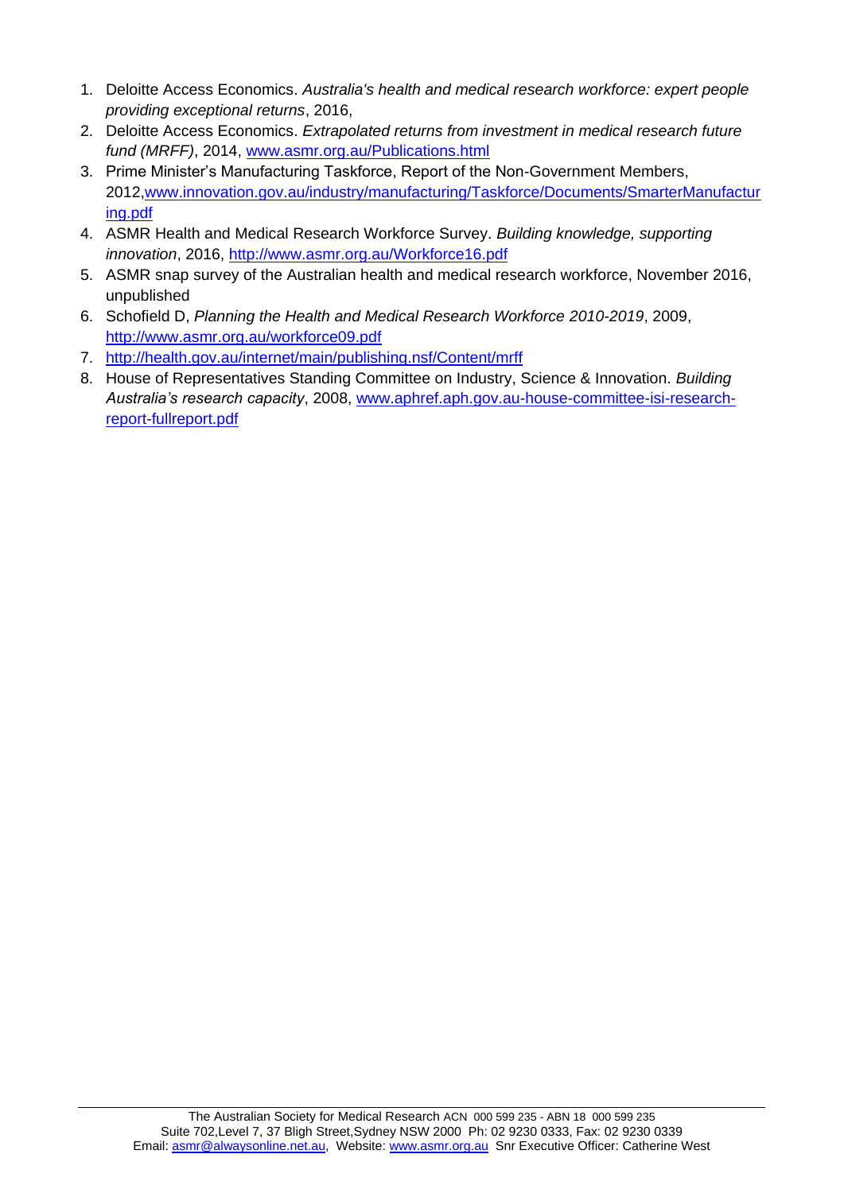1. Deloitte Access Economics. *Australia's health and medical research workforce: expert people providing exceptional returns*, 2016,
2. Deloitte Access Economics. *Extrapolated returns from investment in medical research future fund (MRFF)*, 2014, www.asmr.org.au/Publications.html
3. Prime Minister's Manufacturing Taskforce, Report of the Non-Government Members, 2012,www.innovation.gov.au/industry/manufacturing/Taskforce/Documents/SmarterManufacturing.pdf
4. ASMR Health and Medical Research Workforce Survey. *Building knowledge, supporting innovation*, 2016, http://www.asmr.org.au/Workforce16.pdf
5. ASMR snap survey of the Australian health and medical research workforce, November 2016, unpublished
6. Schofield D, *Planning the Health and Medical Research Workforce 2010-2019*, 2009, http://www.asmr.org.au/workforce09.pdf
7. http://health.gov.au/internet/main/publishing.nsf/Content/mrff
8. House of Representatives Standing Committee on Industry, Science & Innovation. *Building Australia's research capacity*, 2008, www.aphref.aph.gov.au-house-committee-isi-research-report-fullreport.pdf

The Australian Society for Medical Research ACN 000 599 235 - ABN 18 000 599 235
Suite 702,Level 7, 37 Bligh Street,Sydney NSW 2000 Ph: 02 9230 0333, Fax: 02 9230 0339
Email: asmr@alwaysonline.net.au, Website: www.asmr.org.au Snr Executive Officer: Catherine West